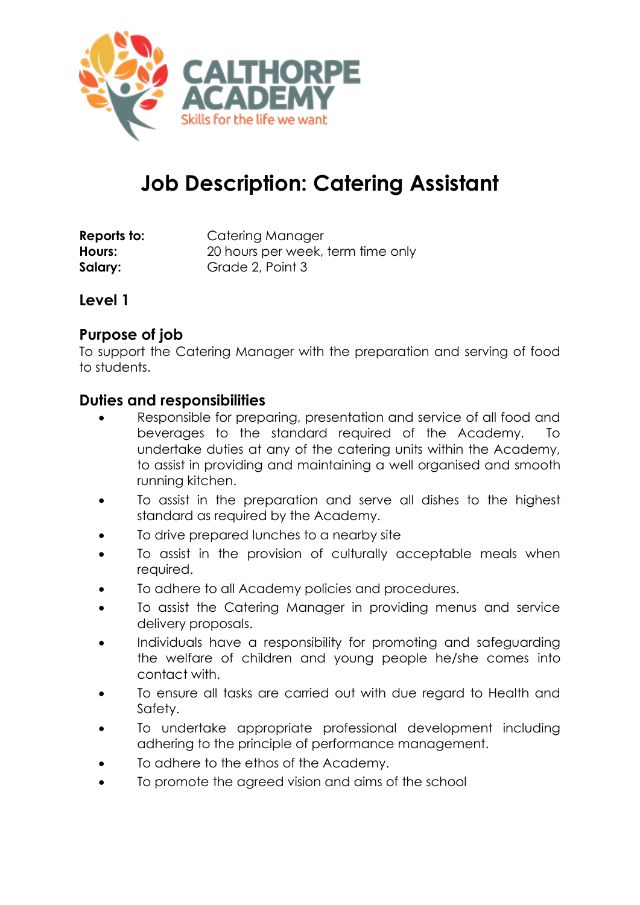CALTHORPE ACADEMY

Skills for the life we want

# Job Description: Catering Assistant

**Reports to:** Catering Manager
**Hours:** 20 hours per week, term time only
**Salary:** Grade 2, Point 3

## Level 1

## Purpose of job

To support the Catering Manager with the preparation and serving of food to students.

## Duties and responsibilities

- Responsible for preparing, presentation and service of all food and beverages to the standard required of the Academy. To undertake duties at any of the catering units within the Academy, to assist in providing and maintaining a well organised and smooth running kitchen.
- To assist in the preparation and serve all dishes to the highest standard as required by the Academy.
- To drive prepared lunches to a nearby site
- To assist in the provision of culturally acceptable meals when required.
- To adhere to all Academy policies and procedures.
- To assist the Catering Manager in providing menus and service delivery proposals.
- Individuals have a responsibility for promoting and safeguarding the welfare of children and young people he/she comes into contact with.
- To ensure all tasks are carried out with due regard to Health and Safety.
- To undertake appropriate professional development including adhering to the principle of performance management.
- To adhere to the ethos of the Academy.
- To promote the agreed vision and aims of the school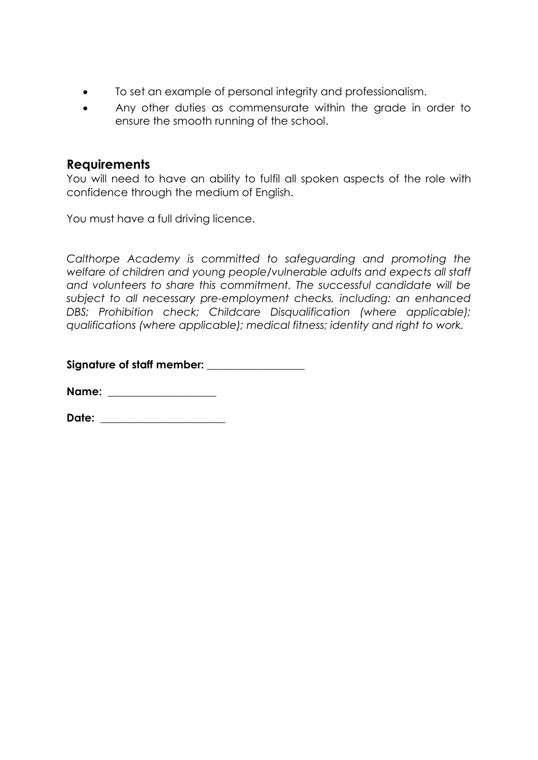- To set an example of personal integrity and professionalism.
- Any other duties as commensurate within the grade in order to ensure the smooth running of the school.

## Requirements

You will need to have an ability to fulfil all spoken aspects of the role with confidence through the medium of English.

You must have a full driving licence.

*Calthorpe Academy is committed to safeguarding and promoting the welfare of children and young people/vulnerable adults and expects all staff and volunteers to share this commitment. The successful candidate will be subject to all necessary pre-employment checks, including: an enhanced DBS; Prohibition check; Childcare Disqualification (where applicable); qualifications (where applicable); medical fitness; identity and right to work.*

**Signature of staff member:** ___________________

**Name:** ____________________

**Date:** ________________________